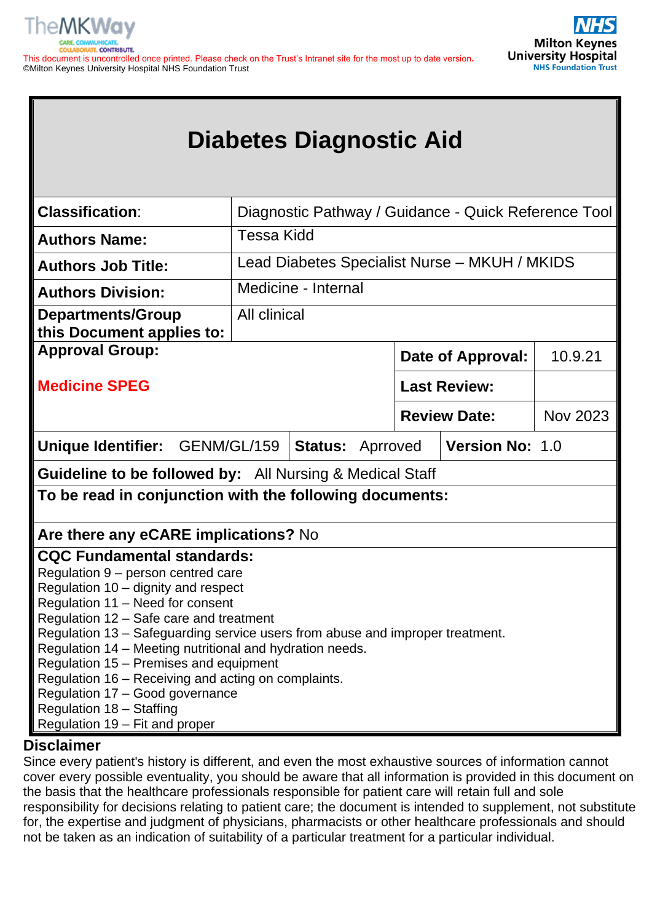This document is uncontrolled once printed. Please check on the Trust's Intranet site for the most up to date version.
©Milton Keynes University Hospital NHS Foundation Trust

# Diabetes Diagnostic Aid

| | | | |
|---|---|---|---|
| **Classification**: | Diagnostic Pathway / Guidance - Quick Reference Tool | | |
| **Authors Name:** | Tessa Kidd | | |
| **Authors Job Title:** | Lead Diabetes Specialist Nurse – MKUH / MKIDS | | |
| **Authors Division:** | Medicine - Internal | | |
| **Departments/Group this Document applies to:** | All clinical | | |
| **Approval Group:** Medicine SPEG | | **Date of Approval:** | 10.9.21 |
| | | **Last Review:** | |
| | | **Review Date:** | Nov 2023 |
| **Unique Identifier:** GENM/GL/159 | **Status:** Aprroved | **Version No:** 1.0 | |
| **Guideline to be followed by:** All Nursing & Medical Staff | | | |
| **To be read in conjunction with the following documents:** | | | |
| **Are there any eCARE implications?** No | | | |

**CQC Fundamental standards:**
Regulation 9 – person centred care
Regulation 10 – dignity and respect
Regulation 11 – Need for consent
Regulation 12 – Safe care and treatment
Regulation 13 – Safeguarding service users from abuse and improper treatment.
Regulation 14 – Meeting nutritional and hydration needs.
Regulation 15 – Premises and equipment
Regulation 16 – Receiving and acting on complaints.
Regulation 17 – Good governance
Regulation 18 – Staffing
Regulation 19 – Fit and proper

## Disclaimer

Since every patient's history is different, and even the most exhaustive sources of information cannot cover every possible eventuality, you should be aware that all information is provided in this document on the basis that the healthcare professionals responsible for patient care will retain full and sole responsibility for decisions relating to patient care; the document is intended to supplement, not substitute for, the expertise and judgment of physicians, pharmacists or other healthcare professionals and should not be taken as an indication of suitability of a particular treatment for a particular individual.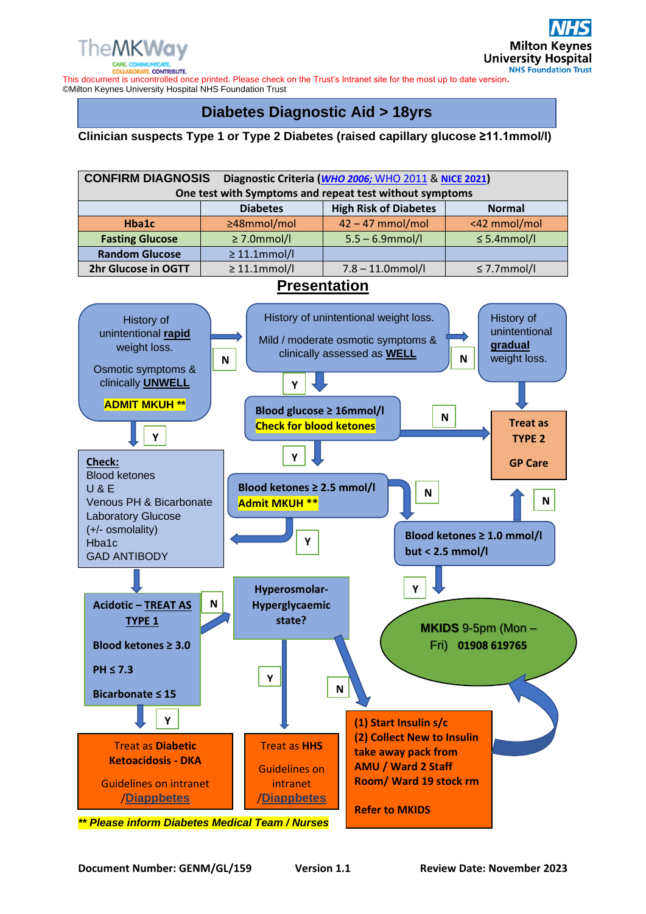This document is uncontrolled once printed. Please check on the Trust's Intranet site for the most up to date version.
©Milton Keynes University Hospital NHS Foundation Trust

# Diabetes Diagnostic Aid > 18yrs

**Clinician suspects Type 1 or Type 2 Diabetes (raised capillary glucose ≥11.1mmol/l)**

| CONFIRM DIAGNOSIS — Diagnostic Criteria (*WHO 2006;* WHO 2011 & NICE 2021) One test with Symptoms and repeat test without symptoms | | | |
|---|---|---|---|
| | **Diabetes** | **High Risk of Diabetes** | **Normal** |
| **Hba1c** | ≥48mmol/mol | 42 – 47 mmol/mol | <42 mmol/mol |
| **Fasting Glucose** | ≥ 7.0mmol/l | 5.5 – 6.9mmol/l | ≤ 5.4mmol/l |
| **Random Glucose** | ≥ 11.1mmol/l | | |
| **2hr Glucose in OGTT** | ≥ 11.1mmol/l | 7.8 – 11.0mmol/l | ≤ 7.7mmol/l |

## Presentation

**History of unintentional rapid weight loss. Osmotic symptoms & clinically UNWELL**
- **ADMIT MKUH \*\***
- Y → **Check:** Blood ketones; U & E; Venous PH & Bicarbonate; Laboratory Glucose (+/- osmolality); Hba1c; GAD ANTIBODY
  - → **Acidotic – TREAT AS TYPE 1**: Blood ketones ≥ 3.0; PH ≤ 7.3; Bicarbonate ≤ 15
    - Y → **Treat as Diabetic Ketoacidosis - DKA**. Guidelines on intranet /Diappbetes
    - N → **Hyperosmolar-Hyperglycaemic state?**
      - Y → **Treat as HHS**. Guidelines on intranet /Diappbetes
      - N → (1) Start Insulin s/c (2) Collect New to Insulin take away pack from AMU / Ward 2 Staff Room/ Ward 19 stock rm. Refer to MKIDS
- N → **History of unintentional weight loss. Mild / moderate osmotic symptoms & clinically assessed as WELL**
  - Y → **Blood glucose ≥ 16mmol/l. Check for blood ketones**
    - N → **Treat as TYPE 2. GP Care**
    - Y → **Blood ketones ≥ 2.5 mmol/l. Admit MKUH \*\***
      - Y → **Check** (as above)
      - N → **Blood ketones ≥ 1.0 mmol/l but < 2.5 mmol/l**
        - N → **Treat as TYPE 2. GP Care**
        - Y → **MKIDS 9-5pm (Mon – Fri) 01908 619765** → (1) Start Insulin s/c (2) Collect New to Insulin take away pack from AMU / Ward 2 Staff Room/ Ward 19 stock rm. Refer to MKIDS
  - N → **History of unintentional gradual weight loss.** → **Treat as TYPE 2. GP Care**

***\*\* Please inform Diabetes Medical Team / Nurses***

**Document Number: GENM/GL/159** **Version 1.1** **Review Date: November 2023**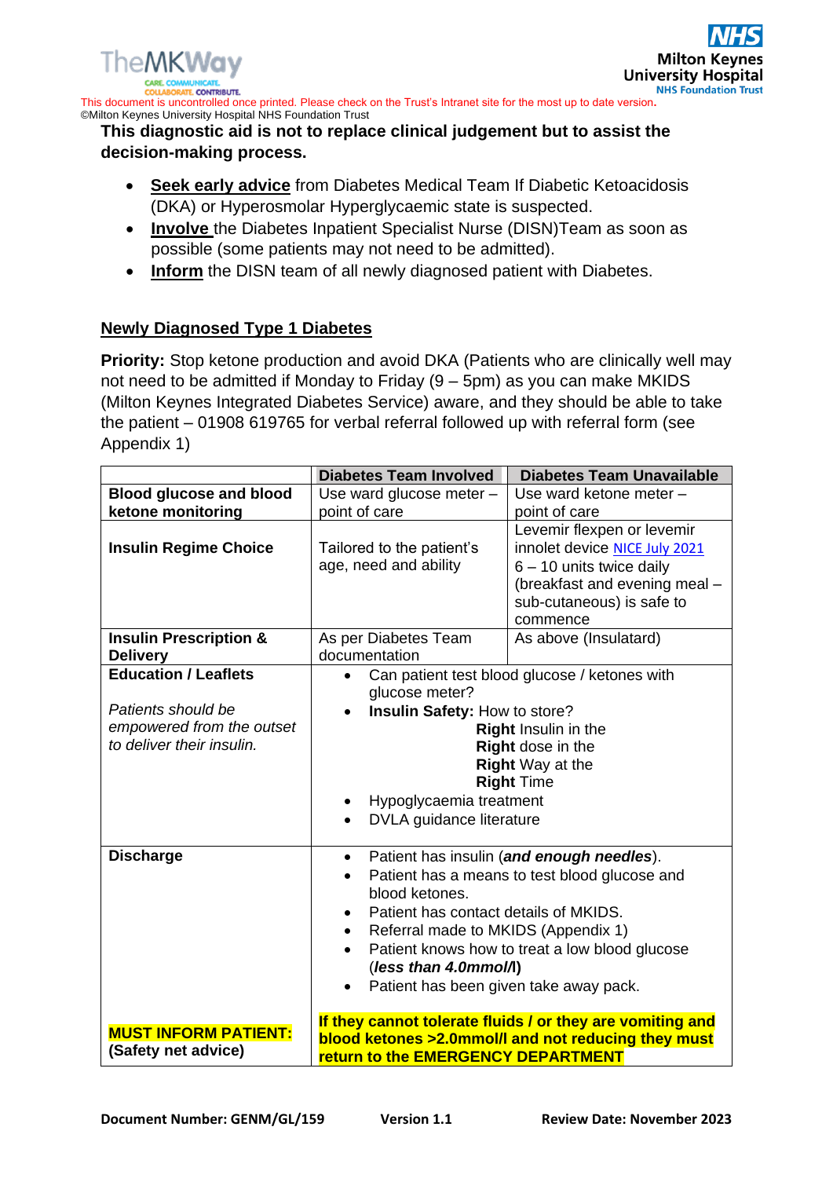**This diagnostic aid is not to replace clinical judgement but to assist the decision-making process.**

- **Seek early advice** from Diabetes Medical Team If Diabetic Ketoacidosis (DKA) or Hyperosmolar Hyperglycaemic state is suspected.
- **Involve** the Diabetes Inpatient Specialist Nurse (DISN)Team as soon as possible (some patients may not need to be admitted).
- **Inform** the DISN team of all newly diagnosed patient with Diabetes.

## Newly Diagnosed Type 1 Diabetes

**Priority:** Stop ketone production and avoid DKA (Patients who are clinically well may not need to be admitted if Monday to Friday (9 – 5pm) as you can make MKIDS (Milton Keynes Integrated Diabetes Service) aware, and they should be able to take the patient – 01908 619765 for verbal referral followed up with referral form (see Appendix 1)

| | Diabetes Team Involved | Diabetes Team Unavailable |
|---|---|---|
| **Blood glucose and blood ketone monitoring** | Use ward glucose meter – point of care | Use ward ketone meter – point of care |
| **Insulin Regime Choice** | Tailored to the patient's age, need and ability | Levemir flexpen or levemir innolet device NICE July 2021 6 – 10 units twice daily (breakfast and evening meal – sub-cutaneous) is safe to commence |
| **Insulin Prescription & Delivery** | As per Diabetes Team documentation | As above (Insulatard) |
| **Education / Leaflets** *Patients should be empowered from the outset to deliver their insulin.* | • Can patient test blood glucose / ketones with glucose meter? • **Insulin Safety:** How to store? **Right** Insulin in the **Right** dose in the **Right** Way at the **Right** Time • Hypoglycaemia treatment • DVLA guidance literature | |
| **Discharge** | • Patient has insulin (***and enough needles***). • Patient has a means to test blood glucose and blood ketones. • Patient has contact details of MKIDS. • Referral made to MKIDS (Appendix 1) • Patient knows how to treat a low blood glucose (***less than 4.0mmol/l***) • Patient has been given take away pack. | |
| **MUST INFORM PATIENT:** **(Safety net advice)** | **If they cannot tolerate fluids / or they are vomiting and blood ketones >2.0mmol/l and not reducing they must return to the EMERGENCY DEPARTMENT** | |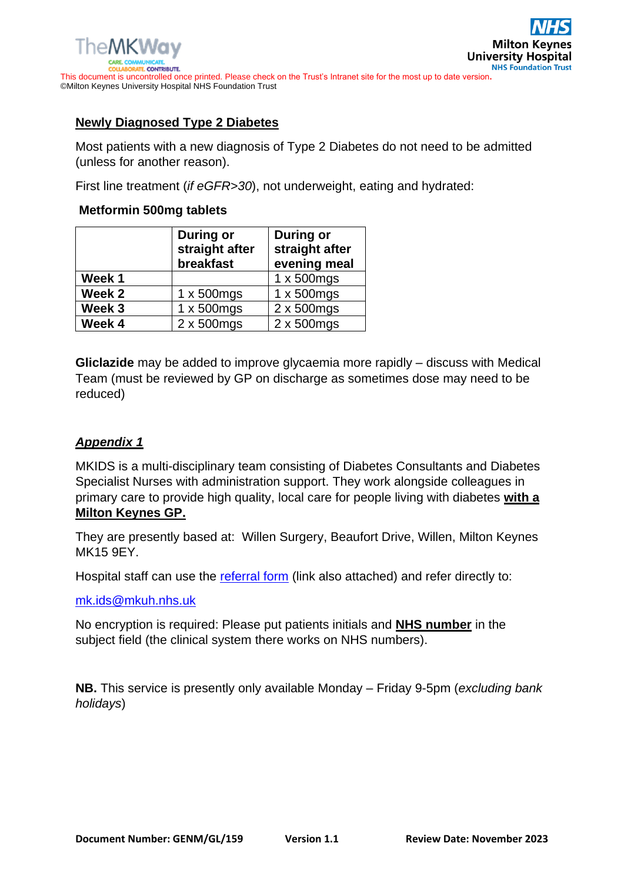## Newly Diagnosed Type 2 Diabetes

Most patients with a new diagnosis of Type 2 Diabetes do not need to be admitted (unless for another reason).

First line treatment (*if eGFR>30*), not underweight, eating and hydrated:

**Metformin 500mg tablets**

| | **During or straight after breakfast** | **During or straight after evening meal** |
|---|---|---|
| **Week 1** | | 1 x 500mgs |
| **Week 2** | 1 x 500mgs | 1 x 500mgs |
| **Week 3** | 1 x 500mgs | 2 x 500mgs |
| **Week 4** | 2 x 500mgs | 2 x 500mgs |

**Gliclazide** may be added to improve glycaemia more rapidly – discuss with Medical Team (must be reviewed by GP on discharge as sometimes dose may need to be reduced)

## ***Appendix 1***

MKIDS is a multi-disciplinary team consisting of Diabetes Consultants and Diabetes Specialist Nurses with administration support. They work alongside colleagues in primary care to provide high quality, local care for people living with diabetes **with a Milton Keynes GP.**

They are presently based at: Willen Surgery, Beaufort Drive, Willen, Milton Keynes MK15 9EY.

Hospital staff can use the referral form (link also attached) and refer directly to:

mk.ids@mkuh.nhs.uk

No encryption is required: Please put patients initials and **NHS number** in the subject field (the clinical system there works on NHS numbers).

**NB.** This service is presently only available Monday – Friday 9-5pm (*excluding bank holidays*)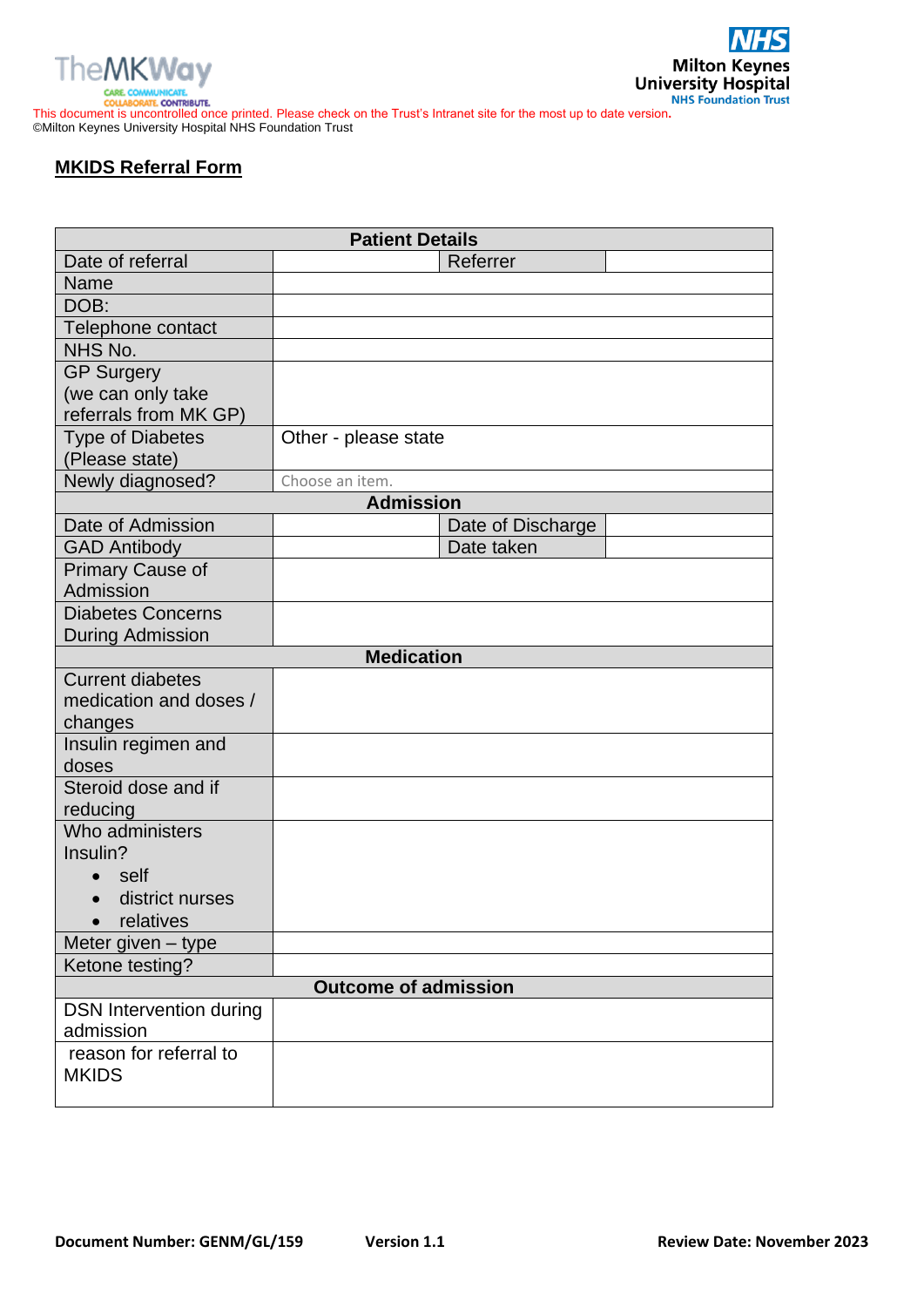This document is uncontrolled once printed. Please check on the Trust's Intranet site for the most up to date version.
©Milton Keynes University Hospital NHS Foundation Trust

## MKIDS Referral Form

| Patient Details | | | |
|---|---|---|---|
| Date of referral | | Referrer | |
| Name | | | |
| DOB: | | | |
| Telephone contact | | | |
| NHS No. | | | |
| GP Surgery (we can only take referrals from MK GP) | | | |
| Type of Diabetes (Please state) | Other - please state | | |
| Newly diagnosed? | Choose an item. | | |
| **Admission** | | | |
| Date of Admission | | Date of Discharge | |
| GAD Antibody | | Date taken | |
| Primary Cause of Admission | | | |
| Diabetes Concerns During Admission | | | |
| **Medication** | | | |
| Current diabetes medication and doses / changes | | | |
| Insulin regimen and doses | | | |
| Steroid dose and if reducing | | | |
| Who administers Insulin? • self • district nurses • relatives | | | |
| Meter given – type | | | |
| Ketone testing? | | | |
| **Outcome of admission** | | | |
| DSN Intervention during admission | | | |
| reason for referral to MKIDS | | | |

**Document Number: GENM/GL/159** **Version 1.1** **Review Date: November 2023**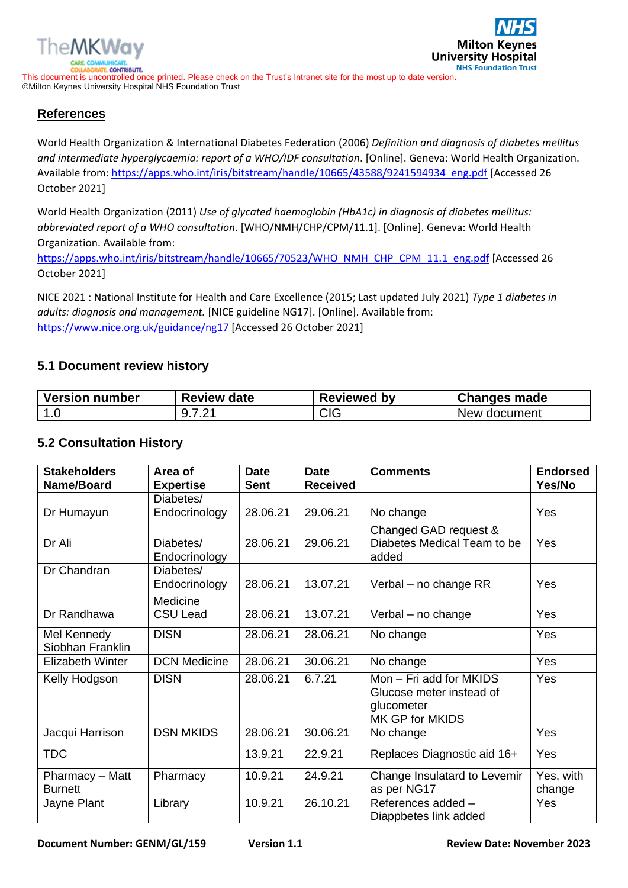## References

World Health Organization & International Diabetes Federation (2006) *Definition and diagnosis of diabetes mellitus and intermediate hyperglycaemia: report of a WHO/IDF consultation*. [Online]. Geneva: World Health Organization. Available from: https://apps.who.int/iris/bitstream/handle/10665/43588/9241594934_eng.pdf [Accessed 26 October 2021]

World Health Organization (2011) *Use of glycated haemoglobin (HbA1c) in diagnosis of diabetes mellitus: abbreviated report of a WHO consultation*. [WHO/NMH/CHP/CPM/11.1]. [Online]. Geneva: World Health Organization. Available from: https://apps.who.int/iris/bitstream/handle/10665/70523/WHO_NMH_CHP_CPM_11.1_eng.pdf [Accessed 26 October 2021]

NICE 2021 : National Institute for Health and Care Excellence (2015; Last updated July 2021) *Type 1 diabetes in adults: diagnosis and management.* [NICE guideline NG17]. [Online]. Available from: https://www.nice.org.uk/guidance/ng17 [Accessed 26 October 2021]

### 5.1 Document review history

| Version number | Review date | Reviewed by | Changes made |
|---|---|---|---|
| 1.0 | 9.7.21 | CIG | New document |

### 5.2 Consultation History

| Stakeholders Name/Board | Area of Expertise | Date Sent | Date Received | Comments | Endorsed Yes/No |
|---|---|---|---|---|---|
| Dr Humayun | Diabetes/ Endocrinology | 28.06.21 | 29.06.21 | No change | Yes |
| Dr Ali | Diabetes/ Endocrinology | 28.06.21 | 29.06.21 | Changed GAD request & Diabetes Medical Team to be added | Yes |
| Dr Chandran | Diabetes/ Endocrinology | 28.06.21 | 13.07.21 | Verbal – no change RR | Yes |
| Dr Randhawa | Medicine CSU Lead | 28.06.21 | 13.07.21 | Verbal – no change | Yes |
| Mel Kennedy Siobhan Franklin | DISN | 28.06.21 | 28.06.21 | No change | Yes |
| Elizabeth Winter | DCN Medicine | 28.06.21 | 30.06.21 | No change | Yes |
| Kelly Hodgson | DISN | 28.06.21 | 6.7.21 | Mon – Fri add for MKIDS Glucose meter instead of glucometer MK GP for MKIDS | Yes |
| Jacqui Harrison | DSN MKIDS | 28.06.21 | 30.06.21 | No change | Yes |
| TDC | | 13.9.21 | 22.9.21 | Replaces Diagnostic aid 16+ | Yes |
| Pharmacy – Matt Burnett | Pharmacy | 10.9.21 | 24.9.21 | Change Insulatard to Levemir as per NG17 | Yes, with change |
| Jayne Plant | Library | 10.9.21 | 26.10.21 | References added – Diappbetes link added | Yes |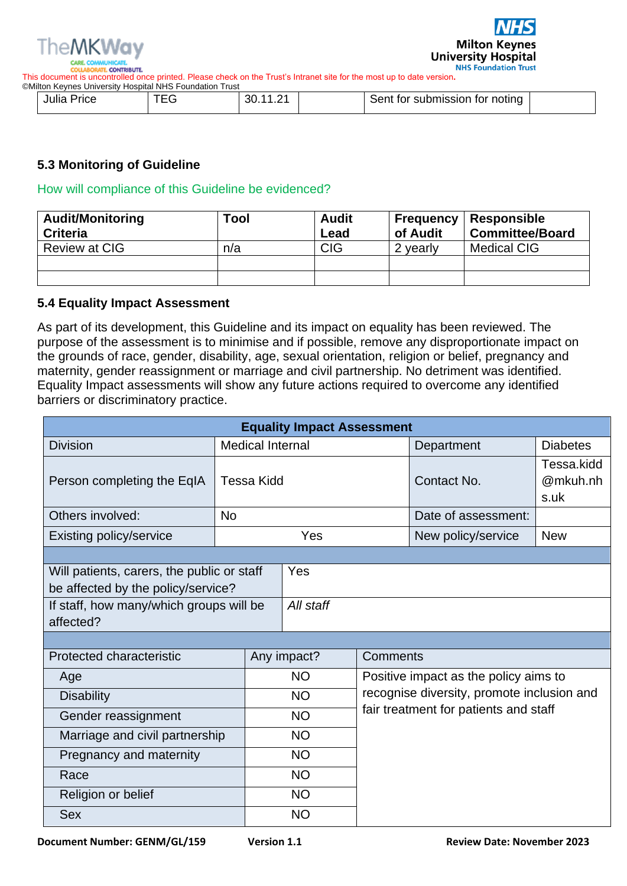| Julia Price | TEG | 30.11.21 | | Sent for submission for noting | |
|---|---|---|---|---|---|

### 5.3 Monitoring of Guideline

How will compliance of this Guideline be evidenced?

| Audit/Monitoring Criteria | Tool | Audit Lead | Frequency of Audit | Responsible Committee/Board |
|---|---|---|---|---|
| Review at CIG | n/a | CIG | 2 yearly | Medical CIG |
| | | | | |
| | | | | |

### 5.4 Equality Impact Assessment

As part of its development, this Guideline and its impact on equality has been reviewed. The purpose of the assessment is to minimise and if possible, remove any disproportionate impact on the grounds of race, gender, disability, age, sexual orientation, religion or belief, pregnancy and maternity, gender reassignment or marriage and civil partnership. No detriment was identified. Equality Impact assessments will show any future actions required to overcome any identified barriers or discriminatory practice.

| Equality Impact Assessment | | | |
|---|---|---|---|
| Division | Medical Internal | Department | Diabetes |
| Person completing the EqIA | Tessa Kidd | Contact No. | Tessa.kidd@mkuh.nhs.uk |
| Others involved: | No | Date of assessment: | |
| Existing policy/service | Yes | New policy/service | New |

| | |
|---|---|
| Will patients, carers, the public or staff be affected by the policy/service? | Yes |
| If staff, how many/which groups will be affected? | *All staff* |

| Protected characteristic | Any impact? | Comments |
|---|---|---|
| Age | NO | Positive impact as the policy aims to recognise diversity, promote inclusion and fair treatment for patients and staff |
| Disability | NO | |
| Gender reassignment | NO | |
| Marriage and civil partnership | NO | |
| Pregnancy and maternity | NO | |
| Race | NO | |
| Religion or belief | NO | |
| Sex | NO | |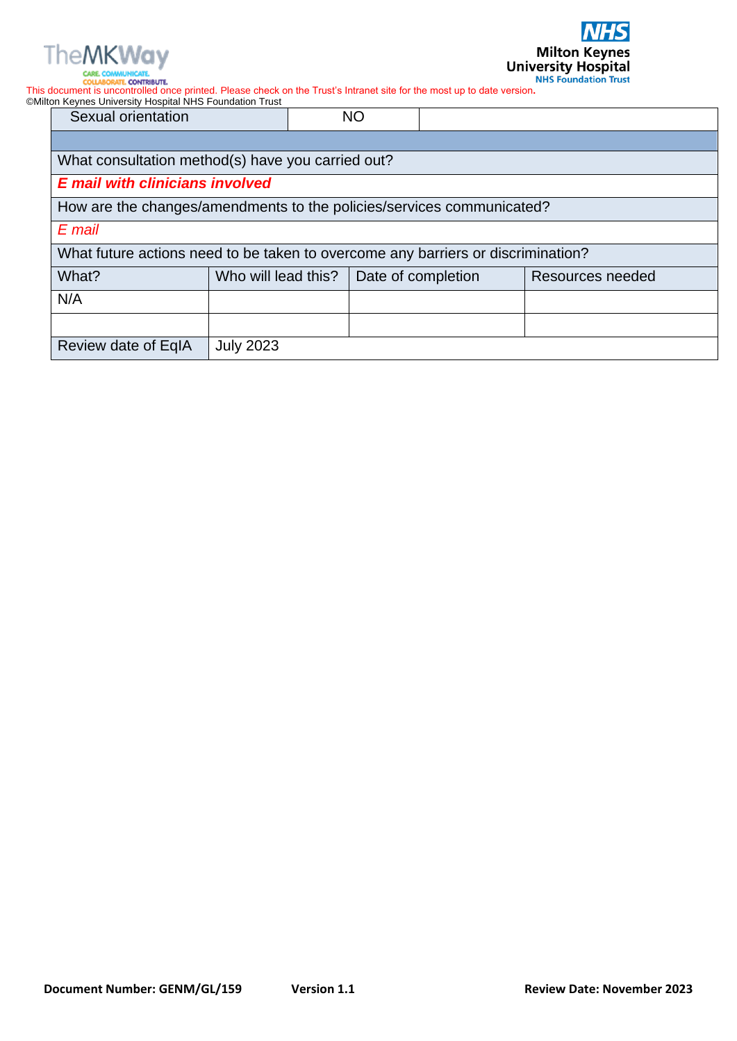| Sexual orientation | NO | | |
|---|---|---|---|
| | | | |
| What consultation method(s) have you carried out? | | | |
| ***E mail with clinicians involved*** | | | |
| How are the changes/amendments to the policies/services communicated? | | | |
| *E mail* | | | |
| What future actions need to be taken to overcome any barriers or discrimination? | | | |
| What? | Who will lead this? | Date of completion | Resources needed |
| N/A | | | |
| | | | |
| Review date of EqIA | July 2023 | | |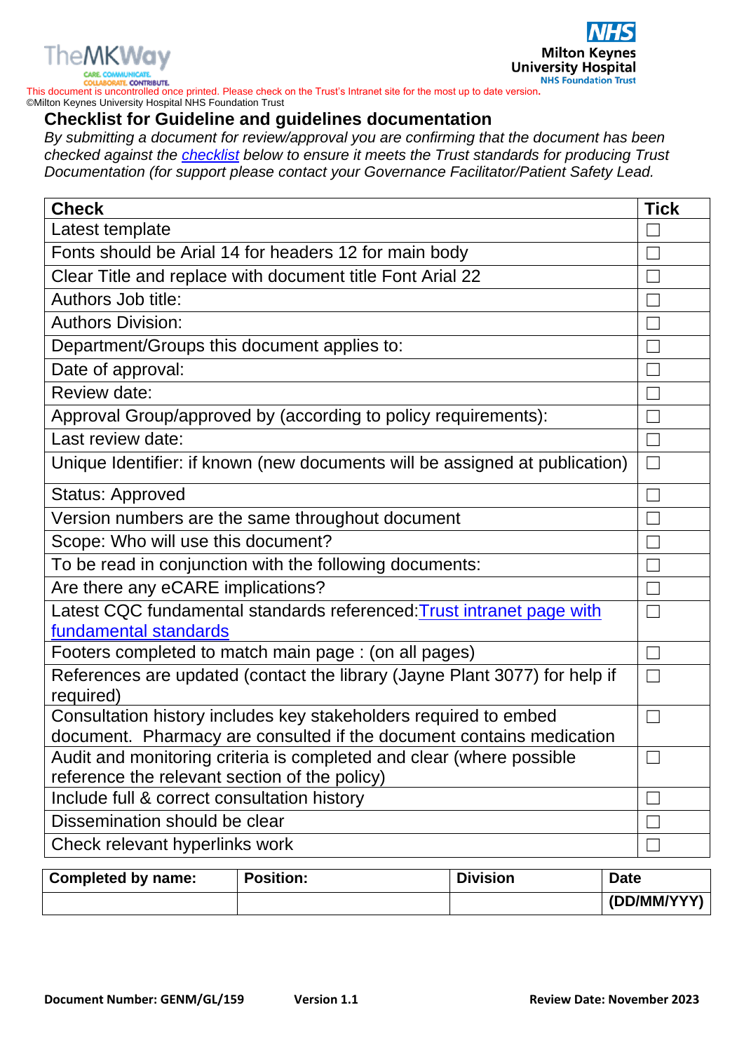This document is uncontrolled once printed. Please check on the Trust's Intranet site for the most up to date version.
©Milton Keynes University Hospital NHS Foundation Trust

## Checklist for Guideline and guidelines documentation

*By submitting a document for review/approval you are confirming that the document has been checked against the checklist below to ensure it meets the Trust standards for producing Trust Documentation (for support please contact your Governance Facilitator/Patient Safety Lead.*

| Check | Tick |
|---|---|
| Latest template | ☐ |
| Fonts should be Arial 14 for headers 12 for main body | ☐ |
| Clear Title and replace with document title Font Arial 22 | ☐ |
| Authors Job title: | ☐ |
| Authors Division: | ☐ |
| Department/Groups this document applies to: | ☐ |
| Date of approval: | ☐ |
| Review date: | ☐ |
| Approval Group/approved by (according to policy requirements): | ☐ |
| Last review date: | ☐ |
| Unique Identifier: if known (new documents will be assigned at publication) | ☐ |
| Status: Approved | ☐ |
| Version numbers are the same throughout document | ☐ |
| Scope: Who will use this document? | ☐ |
| To be read in conjunction with the following documents: | ☐ |
| Are there any eCARE implications? | ☐ |
| Latest CQC fundamental standards referenced:Trust intranet page with fundamental standards | ☐ |
| Footers completed to match main page : (on all pages) | ☐ |
| References are updated (contact the library (Jayne Plant 3077) for help if required) | ☐ |
| Consultation history includes key stakeholders required to embed document. Pharmacy are consulted if the document contains medication | ☐ |
| Audit and monitoring criteria is completed and clear (where possible reference the relevant section of the policy) | ☐ |
| Include full & correct consultation history | ☐ |
| Dissemination should be clear | ☐ |
| Check relevant hyperlinks work | ☐ |

| Completed by name: | Position: | Division | Date |
|---|---|---|---|
| | | | (DD/MM/YYY) |

**Document Number: GENM/GL/159** **Version 1.1** **Review Date: November 2023**